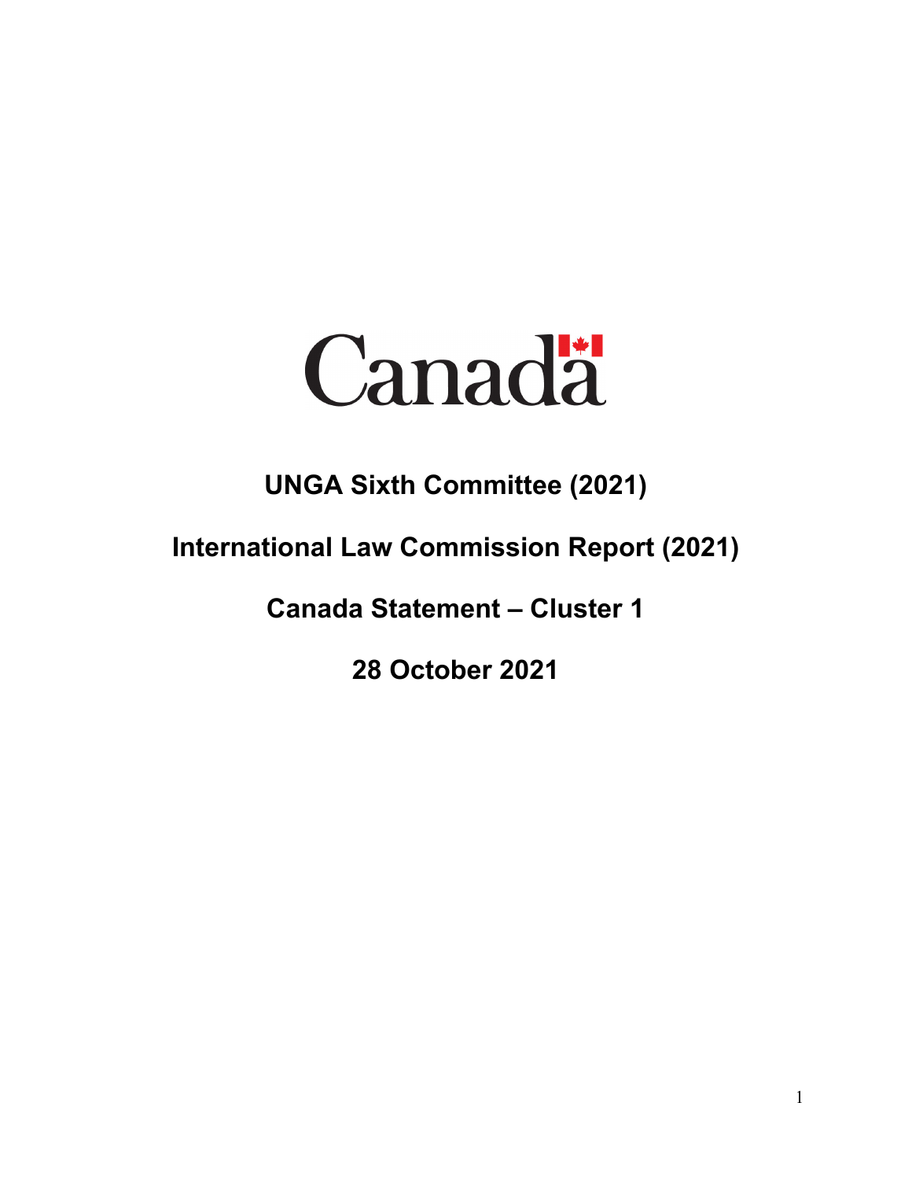Canada

**UNGA Sixth Committee (2021)**

**International Law Commission Report (2021)**

**Canada Statement – Cluster 1**

**28 October 2021**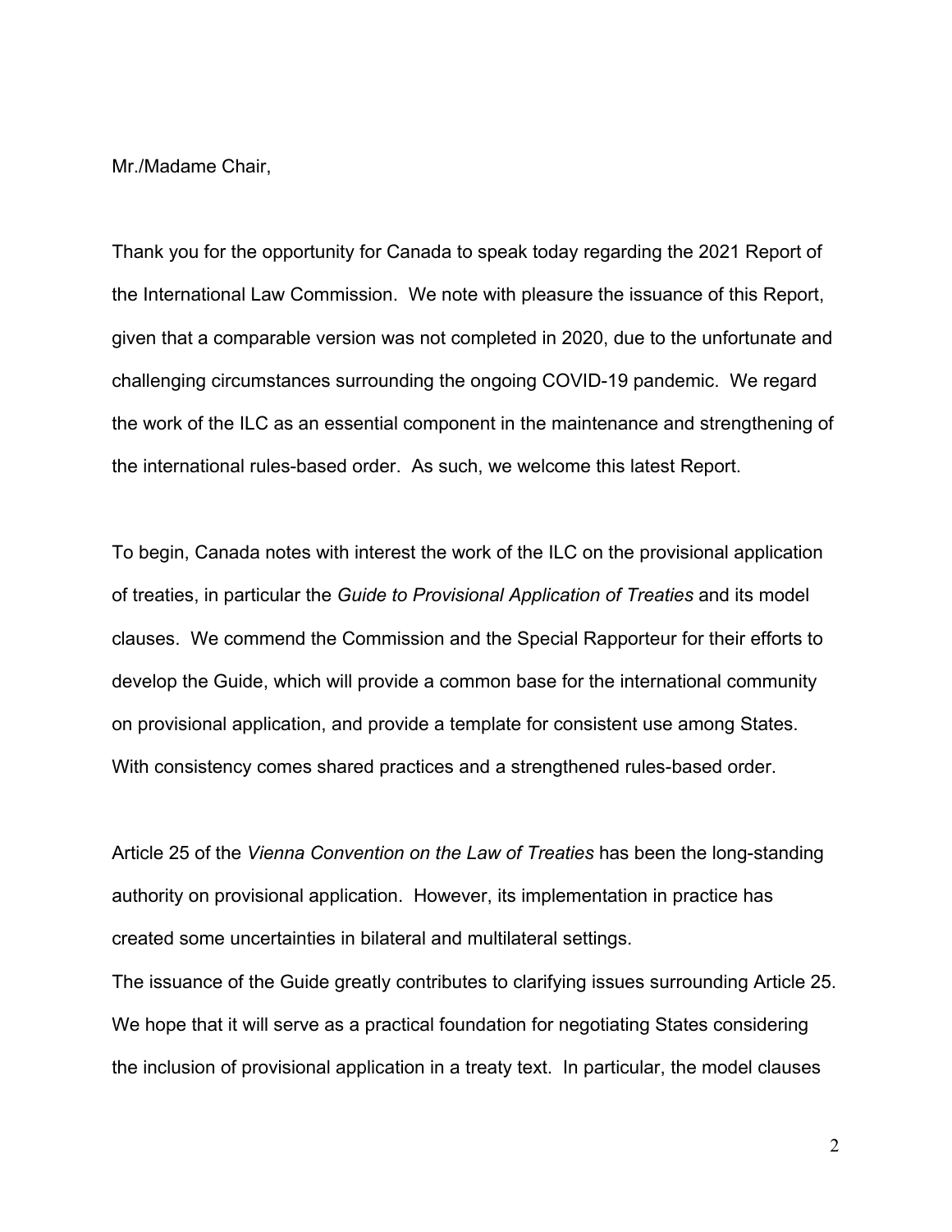Mr./Madame Chair,

Thank you for the opportunity for Canada to speak today regarding the 2021 Report of the International Law Commission. We note with pleasure the issuance of this Report, given that a comparable version was not completed in 2020, due to the unfortunate and challenging circumstances surrounding the ongoing COVID-19 pandemic. We regard the work of the ILC as an essential component in the maintenance and strengthening of the international rules-based order. As such, we welcome this latest Report.

To begin, Canada notes with interest the work of the ILC on the provisional application of treaties, in particular the *Guide to Provisional Application of Treaties* and its model clauses. We commend the Commission and the Special Rapporteur for their efforts to develop the Guide, which will provide a common base for the international community on provisional application, and provide a template for consistent use among States. With consistency comes shared practices and a strengthened rules-based order.

Article 25 of the *Vienna Convention on the Law of Treaties* has been the long-standing authority on provisional application. However, its implementation in practice has created some uncertainties in bilateral and multilateral settings.

The issuance of the Guide greatly contributes to clarifying issues surrounding Article 25. We hope that it will serve as a practical foundation for negotiating States considering the inclusion of provisional application in a treaty text. In particular, the model clauses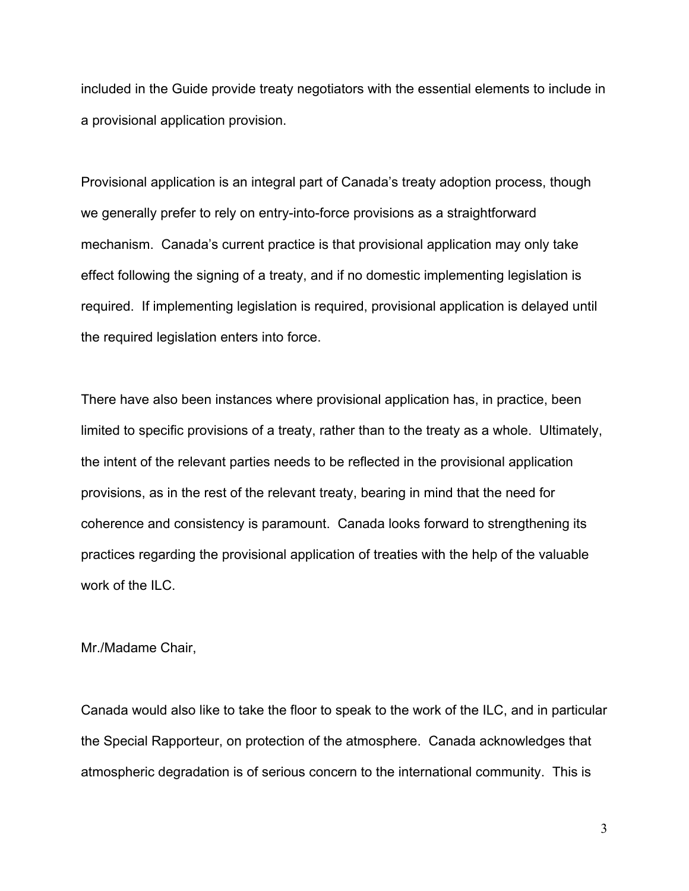included in the Guide provide treaty negotiators with the essential elements to include in a provisional application provision.

Provisional application is an integral part of Canada's treaty adoption process, though we generally prefer to rely on entry-into-force provisions as a straightforward mechanism. Canada's current practice is that provisional application may only take effect following the signing of a treaty, and if no domestic implementing legislation is required. If implementing legislation is required, provisional application is delayed until the required legislation enters into force.

There have also been instances where provisional application has, in practice, been limited to specific provisions of a treaty, rather than to the treaty as a whole. Ultimately, the intent of the relevant parties needs to be reflected in the provisional application provisions, as in the rest of the relevant treaty, bearing in mind that the need for coherence and consistency is paramount. Canada looks forward to strengthening its practices regarding the provisional application of treaties with the help of the valuable work of the ILC.

Mr./Madame Chair,

Canada would also like to take the floor to speak to the work of the ILC, and in particular the Special Rapporteur, on protection of the atmosphere. Canada acknowledges that atmospheric degradation is of serious concern to the international community. This is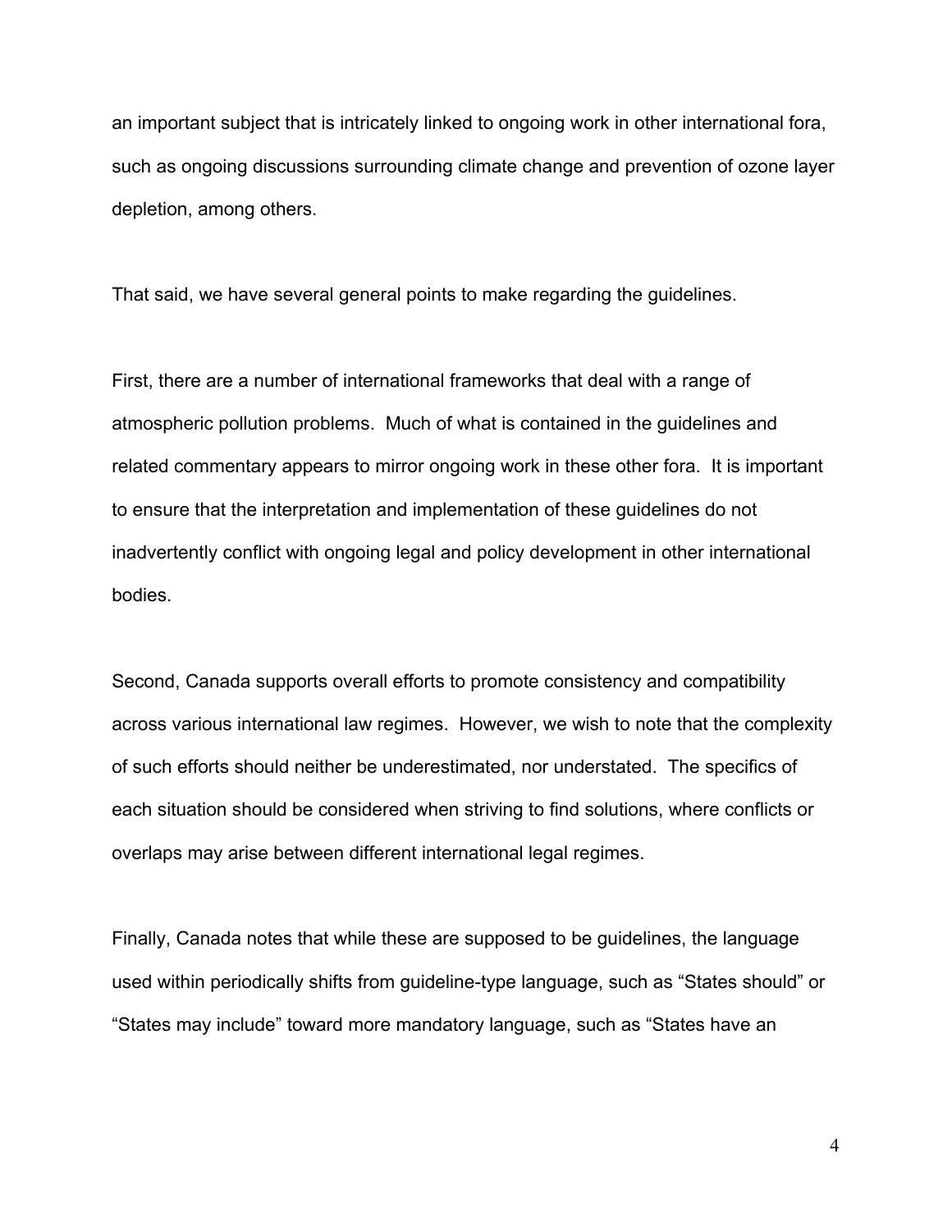an important subject that is intricately linked to ongoing work in other international fora, such as ongoing discussions surrounding climate change and prevention of ozone layer depletion, among others.

That said, we have several general points to make regarding the guidelines.

First, there are a number of international frameworks that deal with a range of atmospheric pollution problems. Much of what is contained in the guidelines and related commentary appears to mirror ongoing work in these other fora. It is important to ensure that the interpretation and implementation of these guidelines do not inadvertently conflict with ongoing legal and policy development in other international bodies.

Second, Canada supports overall efforts to promote consistency and compatibility across various international law regimes. However, we wish to note that the complexity of such efforts should neither be underestimated, nor understated. The specifics of each situation should be considered when striving to find solutions, where conflicts or overlaps may arise between different international legal regimes.

Finally, Canada notes that while these are supposed to be guidelines, the language used within periodically shifts from guideline-type language, such as “States should” or “States may include” toward more mandatory language, such as “States have an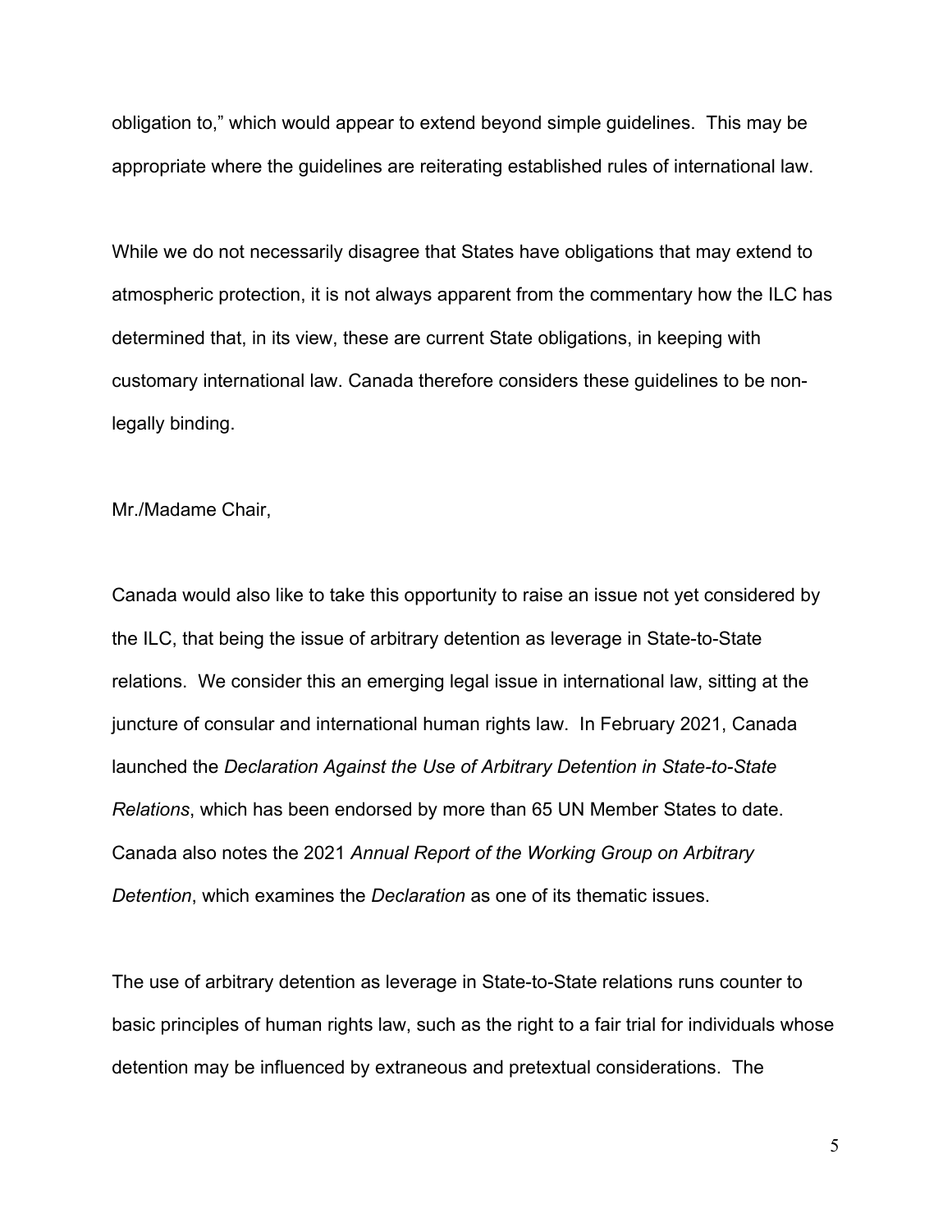obligation to," which would appear to extend beyond simple guidelines. This may be appropriate where the guidelines are reiterating established rules of international law.

While we do not necessarily disagree that States have obligations that may extend to atmospheric protection, it is not always apparent from the commentary how the ILC has determined that, in its view, these are current State obligations, in keeping with customary international law. Canada therefore considers these guidelines to be non-legally binding.

Mr./Madame Chair,

Canada would also like to take this opportunity to raise an issue not yet considered by the ILC, that being the issue of arbitrary detention as leverage in State-to-State relations. We consider this an emerging legal issue in international law, sitting at the juncture of consular and international human rights law. In February 2021, Canada launched the *Declaration Against the Use of Arbitrary Detention in State-to-State Relations*, which has been endorsed by more than 65 UN Member States to date. Canada also notes the 2021 *Annual Report of the Working Group on Arbitrary Detention*, which examines the *Declaration* as one of its thematic issues.

The use of arbitrary detention as leverage in State-to-State relations runs counter to basic principles of human rights law, such as the right to a fair trial for individuals whose detention may be influenced by extraneous and pretextual considerations. The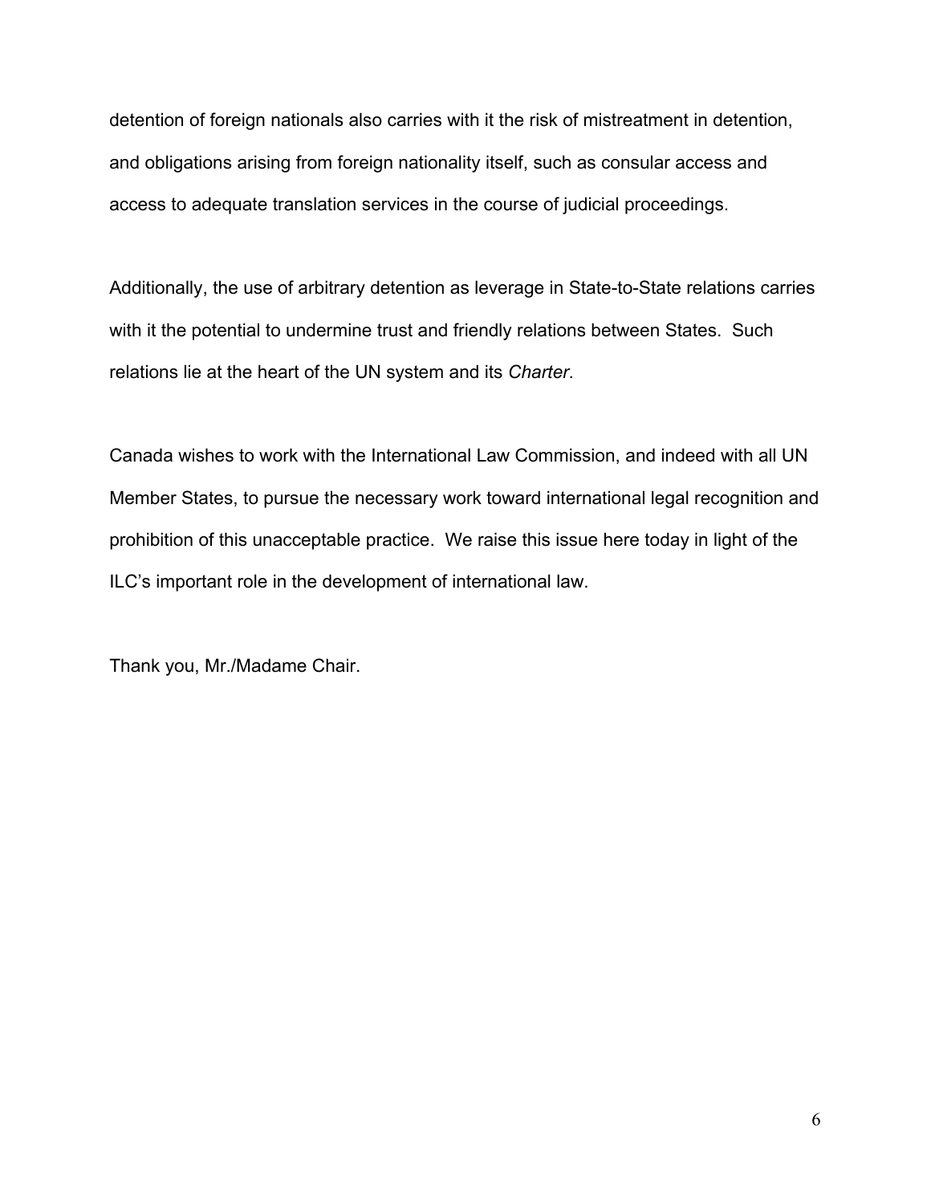detention of foreign nationals also carries with it the risk of mistreatment in detention, and obligations arising from foreign nationality itself, such as consular access and access to adequate translation services in the course of judicial proceedings.

Additionally, the use of arbitrary detention as leverage in State-to-State relations carries with it the potential to undermine trust and friendly relations between States. Such relations lie at the heart of the UN system and its *Charter*.

Canada wishes to work with the International Law Commission, and indeed with all UN Member States, to pursue the necessary work toward international legal recognition and prohibition of this unacceptable practice. We raise this issue here today in light of the ILC's important role in the development of international law.

Thank you, Mr./Madame Chair.